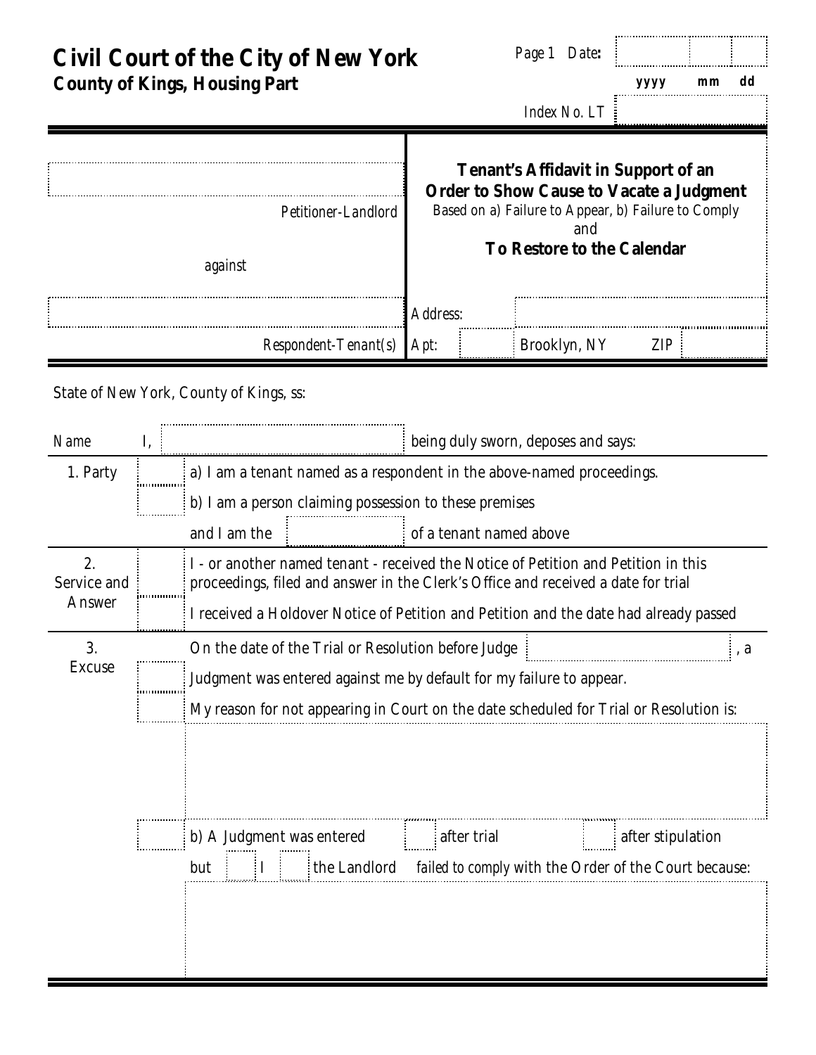# Civil Court of the City of New York

## County of Kings, Housing Part

Page 1 Date: | | | 
yyyy mm dd

Index No. LT

| | |
|---|---|
| Petitioner-Landlord | **Tenant's Affidavit in Support of an Order to Show Cause to Vacate a Judgment** Based on a) Failure to Appear, b) Failure to Comply and **To Restore to the Calendar** |
| against | |
| | Address: |
| Respondent-Tenant(s) | Apt: Brooklyn, NY ZIP |

State of New York, County of Kings, ss:

Name I, being duly sworn, deposes and says:

| | | |
|---|---|---|
| 1. Party | ☐ | a) I am a tenant named as a respondent in the above-named proceedings. |
| | ☐ | b) I am a person claiming possession to these premises and I am the ______ of a tenant named above |
| 2. Service and Answer | ☐ | I - or another named tenant - received the Notice of Petition and Petition in this proceedings, filed and answer in the Clerk's Office and received a date for trial |
| | ☐ | I received a Holdover Notice of Petition and Petition and the date had already passed |
| 3. Excuse | | On the date of the Trial or Resolution before Judge ______, a |
| | ☐ | Judgment was entered against me by default for my failure to appear. |
| | ☐ | My reason for not appearing in Court on the date scheduled for Trial or Resolution is: |
| | ☐ | b) A Judgment was entered ☐ after trial ☐ after stipulation but ☐ I ☐ the Landlord failed to comply with the Order of the Court because: |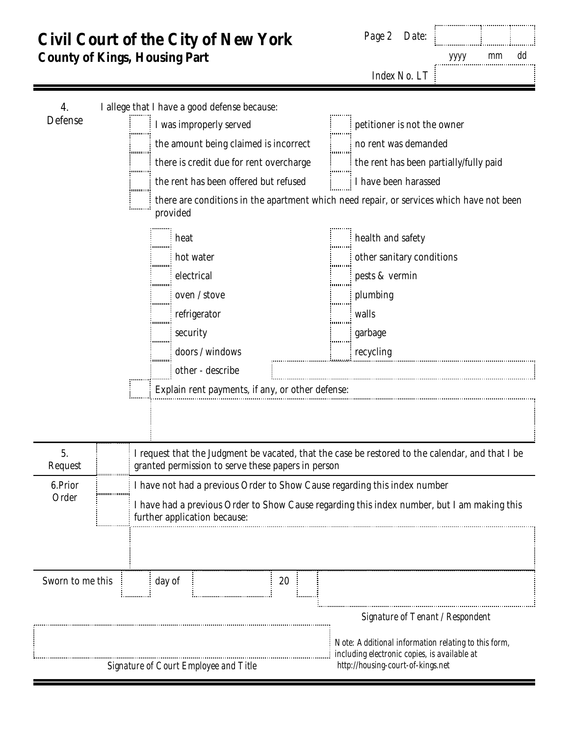# Civil Court of the City of New York

## County of Kings, Housing Part

Page 2 Date: ______ ______ ______
yyyy mm dd

Index No. LT ______

---

**4. Defense**

I allege that I have a good defense because:

- ☐ I was improperly served
- ☐ petitioner is not the owner
- ☐ the amount being claimed is incorrect
- ☐ no rent was demanded
- ☐ there is credit due for rent overcharge
- ☐ the rent has been partially/fully paid
- ☐ the rent has been offered but refused
- ☐ I have been harassed
- ☐ there are conditions in the apartment which need repair, or services which have not been provided
  - ☐ heat
  - ☐ health and safety
  - ☐ hot water
  - ☐ other sanitary conditions
  - ☐ electrical
  - ☐ pests & vermin
  - ☐ oven / stove
  - ☐ plumbing
  - ☐ refrigerator
  - ☐ walls
  - ☐ security
  - ☐ garbage
  - ☐ doors / windows
  - ☐ recycling
  - ☐ other - describe ______
- ☐ Explain rent payments, if any, or other defense:

______

---

**5. Request**

☐ I request that the Judgment be vacated, that the case be restored to the calendar, and that I be granted permission to serve these papers in person

---

**6. Prior Order**

☐ I have not had a previous Order to Show Cause regarding this index number

☐ I have had a previous Order to Show Cause regarding this index number, but I am making this further application because:

______

---

Sworn to me this ______ day of ______ 20 ______

______
*Signature of Tenant / Respondent*

______
*Signature of Court Employee and Title*

*Note: Additional information relating to this form, including electronic copies, is available at http://housing-court-of-kings.net*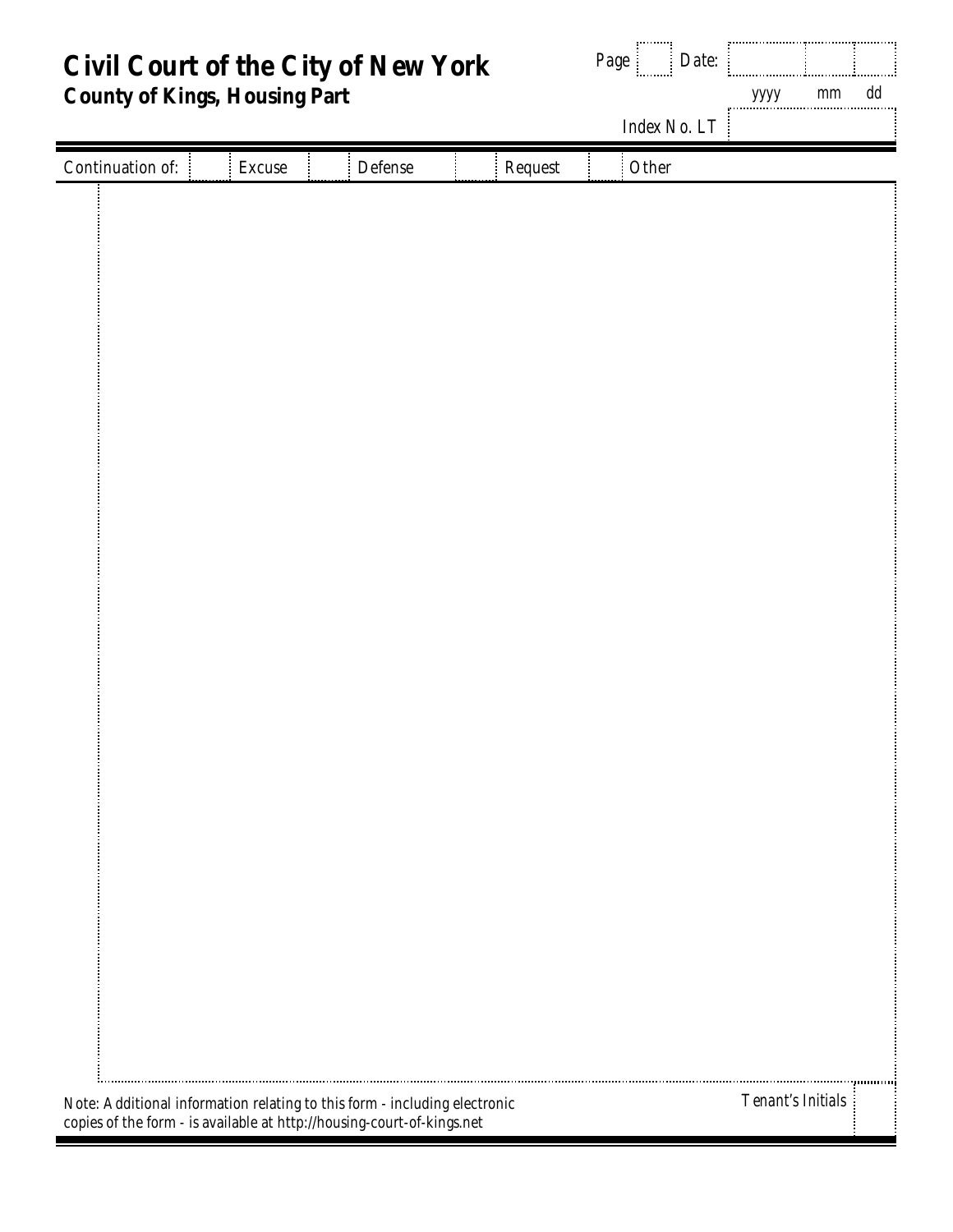# Civil Court of the City of New York

## County of Kings, Housing Part

Page | Date: yyyy mm dd

Index No. LT

Continuation of: Excuse | Defense | Request | Other

Note: Additional information relating to this form - including electronic copies of the form - is available at http://housing-court-of-kings.net

Tenant's Initials